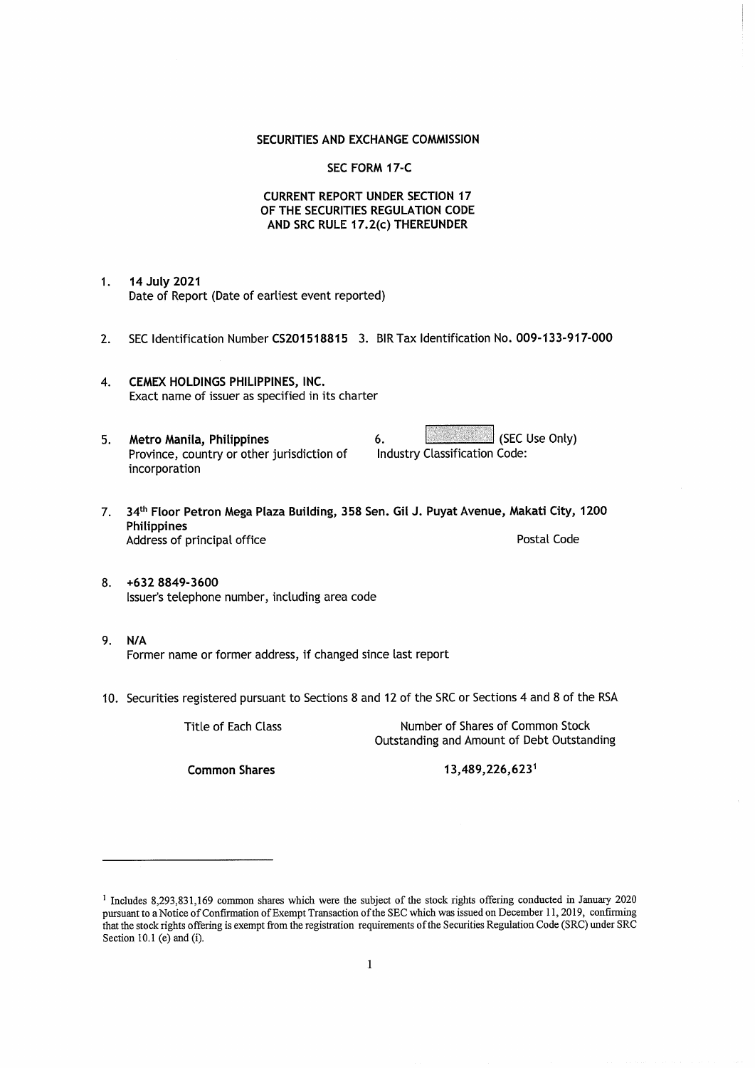**SECURITIES AND EXCHANGE COMMISSION**

**SEC FORM 17-C**

**CURRENT REPORT UNDER SECTION 17 OF THE SECURITIES REGULATION CODE AND SRC RULE 17.2(c) THEREUNDER**

1. **14 July 2021**
   Date of Report (Date of earliest event reported)

2. SEC Identification Number **CS201518815** 3. BIR Tax Identification No. **009-133-917-000**

4. **CEMEX HOLDINGS PHILIPPINES, INC.**
   Exact name of issuer as specified in its charter

5. **Metro Manila, Philippines**
   Province, country or other jurisdiction of incorporation

6. (SEC Use Only)
   Industry Classification Code:

7. **34th Floor Petron Mega Plaza Building, 358 Sen. Gil J. Puyat Avenue, Makati City, 1200 Philippines**
   Address of principal office — Postal Code

8. **+632 8849-3600**
   Issuer's telephone number, including area code

9. **N/A**
   Former name or former address, if changed since last report

10. Securities registered pursuant to Sections 8 and 12 of the SRC or Sections 4 and 8 of the RSA

| Title of Each Class | Number of Shares of Common Stock Outstanding and Amount of Debt Outstanding |
|---|---|
| **Common Shares** | **13,489,226,623**[1] |

---

[1] Includes 8,293,831,169 common shares which were the subject of the stock rights offering conducted in January 2020 pursuant to a Notice of Confirmation of Exempt Transaction of the SEC which was issued on December 11, 2019, confirming that the stock rights offering is exempt from the registration requirements of the Securities Regulation Code (SRC) under SRC Section 10.1 (e) and (i).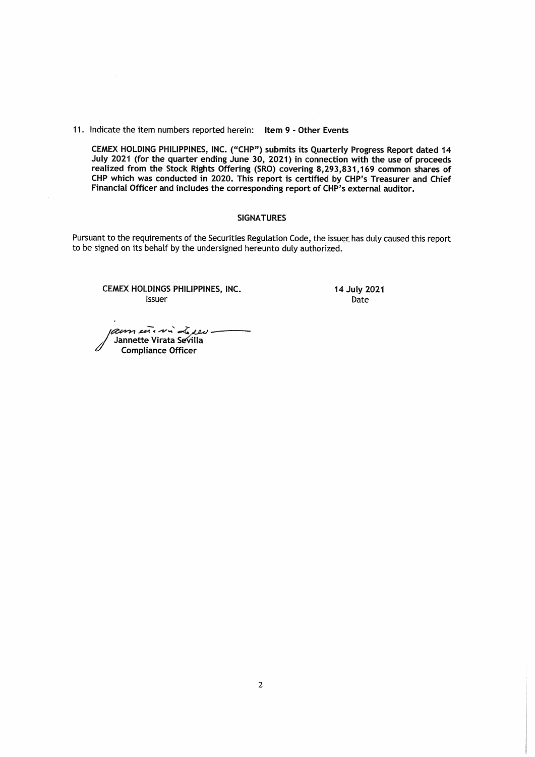11. Indicate the item numbers reported herein: **Item 9 - Other Events**

**CEMEX HOLDING PHILIPPINES, INC. ("CHP") submits its Quarterly Progress Report dated 14 July 2021 (for the quarter ending June 30, 2021) in connection with the use of proceeds realized from the Stock Rights Offering (SRO) covering 8,293,831,169 common shares of CHP which was conducted in 2020. This report is certified by CHP's Treasurer and Chief Financial Officer and includes the corresponding report of CHP's external auditor.**

## SIGNATURES

Pursuant to the requirements of the Securities Regulation Code, the issuer has duly caused this report to be signed on its behalf by the undersigned hereunto duly authorized.

**CEMEX HOLDINGS PHILIPPINES, INC.**
Issuer

**14 July 2021**
Date

**Jannette Virata Sevilla**
**Compliance Officer**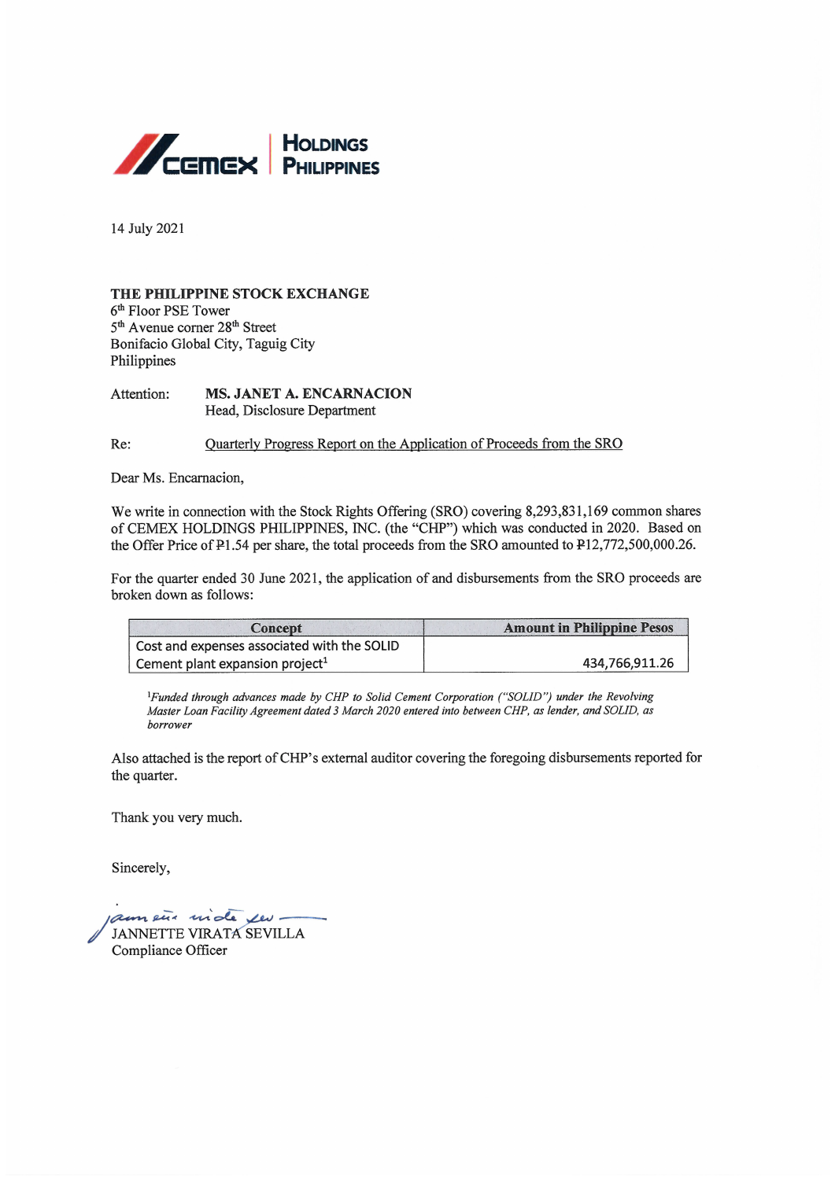CEMEX | HOLDINGS PHILIPPINES

14 July 2021

**THE PHILIPPINE STOCK EXCHANGE**
6th Floor PSE Tower
5th Avenue corner 28th Street
Bonifacio Global City, Taguig City
Philippines

Attention: **MS. JANET A. ENCARNACION**
Head, Disclosure Department

Re: Quarterly Progress Report on the Application of Proceeds from the SRO

Dear Ms. Encarnacion,

We write in connection with the Stock Rights Offering (SRO) covering 8,293,831,169 common shares of CEMEX HOLDINGS PHILIPPINES, INC. (the "CHP") which was conducted in 2020. Based on the Offer Price of ₱1.54 per share, the total proceeds from the SRO amounted to ₱12,772,500,000.26.

For the quarter ended 30 June 2021, the application of and disbursements from the SRO proceeds are broken down as follows:

| Concept | Amount in Philippine Pesos |
|---|---|
| Cost and expenses associated with the SOLID Cement plant expansion project[1] | 434,766,911.26 |

[1] *Funded through advances made by CHP to Solid Cement Corporation ("SOLID") under the Revolving Master Loan Facility Agreement dated 3 March 2020 entered into between CHP, as lender, and SOLID, as borrower*

Also attached is the report of CHP's external auditor covering the foregoing disbursements reported for the quarter.

Thank you very much.

Sincerely,

JANNETTE VIRATA SEVILLA
Compliance Officer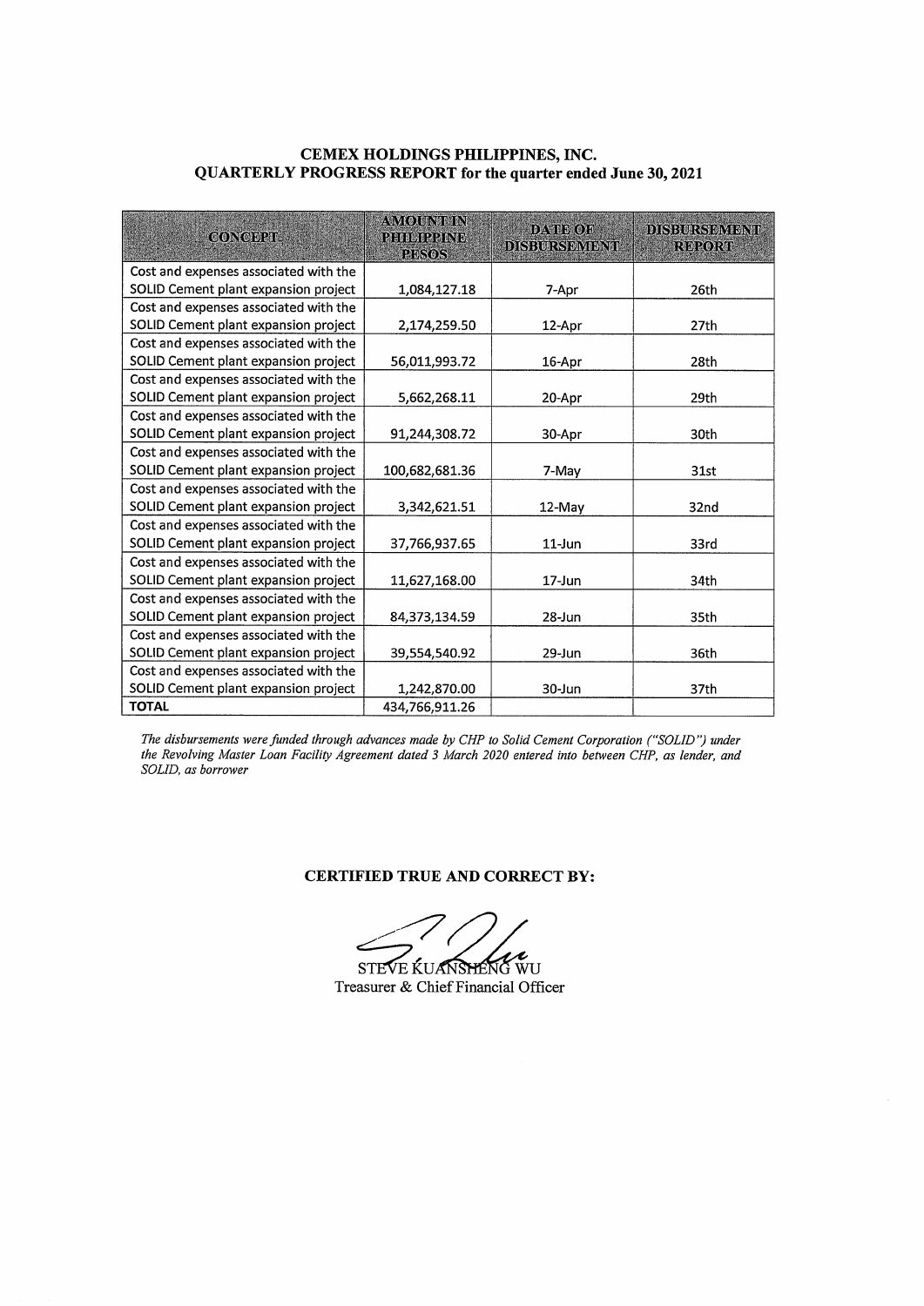**CEMEX HOLDINGS PHILIPPINES, INC.**
**QUARTERLY PROGRESS REPORT for the quarter ended June 30, 2021**

| CONCEPT | AMOUNT IN PHILIPPINE PESOS | DATE OF DISBURSEMENT | DISBURSEMENT REPORT |
|---|---|---|---|
| Cost and expenses associated with the SOLID Cement plant expansion project | 1,084,127.18 | 7-Apr | 26th |
| Cost and expenses associated with the SOLID Cement plant expansion project | 2,174,259.50 | 12-Apr | 27th |
| Cost and expenses associated with the SOLID Cement plant expansion project | 56,011,993.72 | 16-Apr | 28th |
| Cost and expenses associated with the SOLID Cement plant expansion project | 5,662,268.11 | 20-Apr | 29th |
| Cost and expenses associated with the SOLID Cement plant expansion project | 91,244,308.72 | 30-Apr | 30th |
| Cost and expenses associated with the SOLID Cement plant expansion project | 100,682,681.36 | 7-May | 31st |
| Cost and expenses associated with the SOLID Cement plant expansion project | 3,342,621.51 | 12-May | 32nd |
| Cost and expenses associated with the SOLID Cement plant expansion project | 37,766,937.65 | 11-Jun | 33rd |
| Cost and expenses associated with the SOLID Cement plant expansion project | 11,627,168.00 | 17-Jun | 34th |
| Cost and expenses associated with the SOLID Cement plant expansion project | 84,373,134.59 | 28-Jun | 35th |
| Cost and expenses associated with the SOLID Cement plant expansion project | 39,554,540.92 | 29-Jun | 36th |
| Cost and expenses associated with the SOLID Cement plant expansion project | 1,242,870.00 | 30-Jun | 37th |
| **TOTAL** | 434,766,911.26 | | |

*The disbursements were funded through advances made by CHP to Solid Cement Corporation ("SOLID") under the Revolving Master Loan Facility Agreement dated 3 March 2020 entered into between CHP, as lender, and SOLID, as borrower*

**CERTIFIED TRUE AND CORRECT BY:**

STEVE KUANSHENG WU
Treasurer & Chief Financial Officer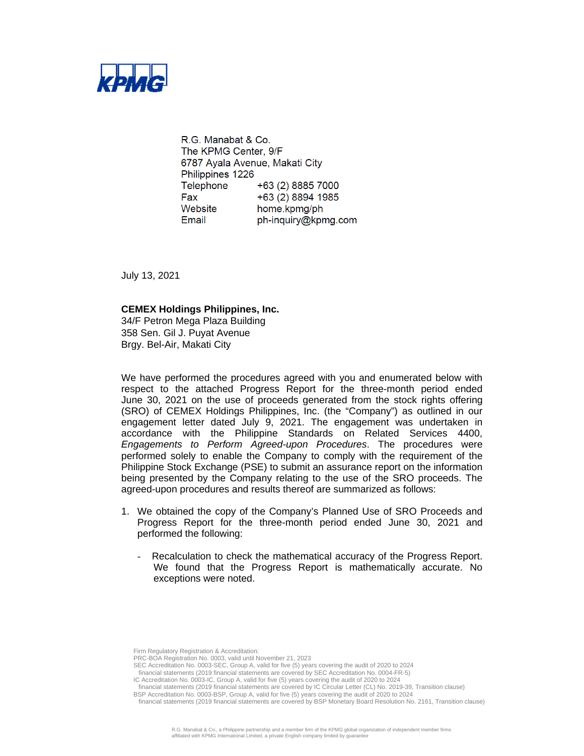R.G. Manabat & Co.
The KPMG Center, 9/F
6787 Ayala Avenue, Makati City
Philippines 1226

| | |
|---|---|
| Telephone | +63 (2) 8885 7000 |
| Fax | +63 (2) 8894 1985 |
| Website | home.kpmg/ph |
| Email | ph-inquiry@kpmg.com |

July 13, 2021

**CEMEX Holdings Philippines, Inc.**
34/F Petron Mega Plaza Building
358 Sen. Gil J. Puyat Avenue
Brgy. Bel-Air, Makati City

We have performed the procedures agreed with you and enumerated below with respect to the attached Progress Report for the three-month period ended June 30, 2021 on the use of proceeds generated from the stock rights offering (SRO) of CEMEX Holdings Philippines, Inc. (the "Company") as outlined in our engagement letter dated July 9, 2021. The engagement was undertaken in accordance with the Philippine Standards on Related Services 4400, *Engagements to Perform Agreed-upon Procedures*. The procedures were performed solely to enable the Company to comply with the requirement of the Philippine Stock Exchange (PSE) to submit an assurance report on the information being presented by the Company relating to the use of the SRO proceeds. The agreed-upon procedures and results thereof are summarized as follows:

1. We obtained the copy of the Company's Planned Use of SRO Proceeds and Progress Report for the three-month period ended June 30, 2021 and performed the following:

   - Recalculation to check the mathematical accuracy of the Progress Report. We found that the Progress Report is mathematically accurate. No exceptions were noted.

Firm Regulatory Registration & Accreditation:
PRC-BOA Registration No. 0003, valid until November 21, 2023
SEC Accreditation No. 0003-SEC, Group A, valid for five (5) years covering the audit of 2020 to 2024 financial statements (2019 financial statements are covered by SEC Accreditation No. 0004-FR-5)
IC Accreditation No. 0003-IC, Group A, valid for five (5) years covering the audit of 2020 to 2024 financial statements (2019 financial statements are covered by IC Circular Letter (CL) No. 2019-39, Transition clause)
BSP Accreditation No. 0003-BSP, Group A, valid for five (5) years covering the audit of 2020 to 2024 financial statements (2019 financial statements are covered by BSP Monetary Board Resolution No. 2161, Transition clause)

R.G. Manabat & Co., a Philippine partnership and a member firm of the KPMG global organization of independent member firms affiliated with KPMG International Limited, a private English company limited by guarantee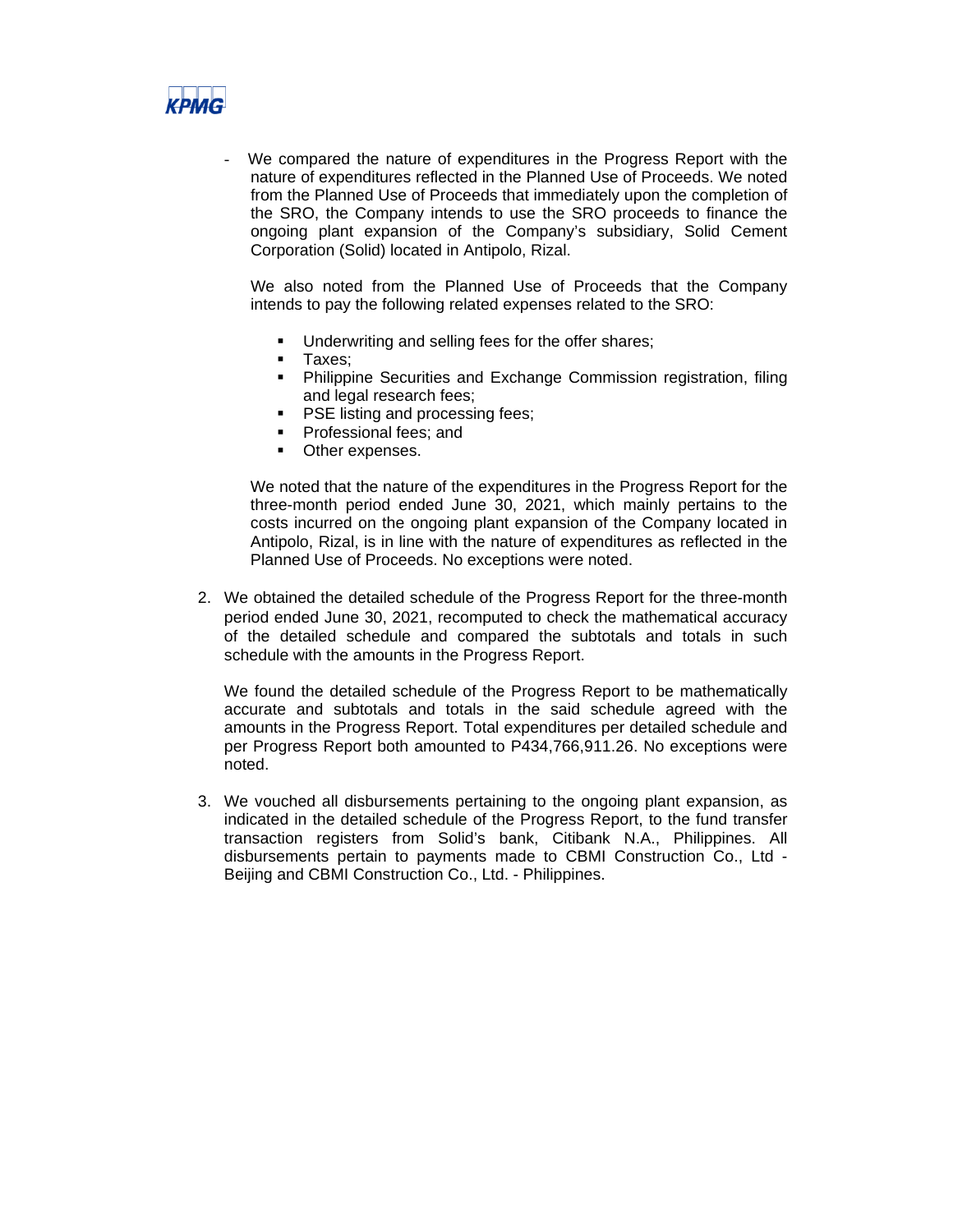- We compared the nature of expenditures in the Progress Report with the nature of expenditures reflected in the Planned Use of Proceeds. We noted from the Planned Use of Proceeds that immediately upon the completion of the SRO, the Company intends to use the SRO proceeds to finance the ongoing plant expansion of the Company's subsidiary, Solid Cement Corporation (Solid) located in Antipolo, Rizal.

  We also noted from the Planned Use of Proceeds that the Company intends to pay the following related expenses related to the SRO:

  - Underwriting and selling fees for the offer shares;
  - Taxes;
  - Philippine Securities and Exchange Commission registration, filing and legal research fees;
  - PSE listing and processing fees;
  - Professional fees; and
  - Other expenses.

  We noted that the nature of the expenditures in the Progress Report for the three-month period ended June 30, 2021, which mainly pertains to the costs incurred on the ongoing plant expansion of the Company located in Antipolo, Rizal, is in line with the nature of expenditures as reflected in the Planned Use of Proceeds. No exceptions were noted.

2. We obtained the detailed schedule of the Progress Report for the three-month period ended June 30, 2021, recomputed to check the mathematical accuracy of the detailed schedule and compared the subtotals and totals in such schedule with the amounts in the Progress Report.

   We found the detailed schedule of the Progress Report to be mathematically accurate and subtotals and totals in the said schedule agreed with the amounts in the Progress Report. Total expenditures per detailed schedule and per Progress Report both amounted to P434,766,911.26. No exceptions were noted.

3. We vouched all disbursements pertaining to the ongoing plant expansion, as indicated in the detailed schedule of the Progress Report, to the fund transfer transaction registers from Solid's bank, Citibank N.A., Philippines. All disbursements pertain to payments made to CBMI Construction Co., Ltd - Beijing and CBMI Construction Co., Ltd. - Philippines.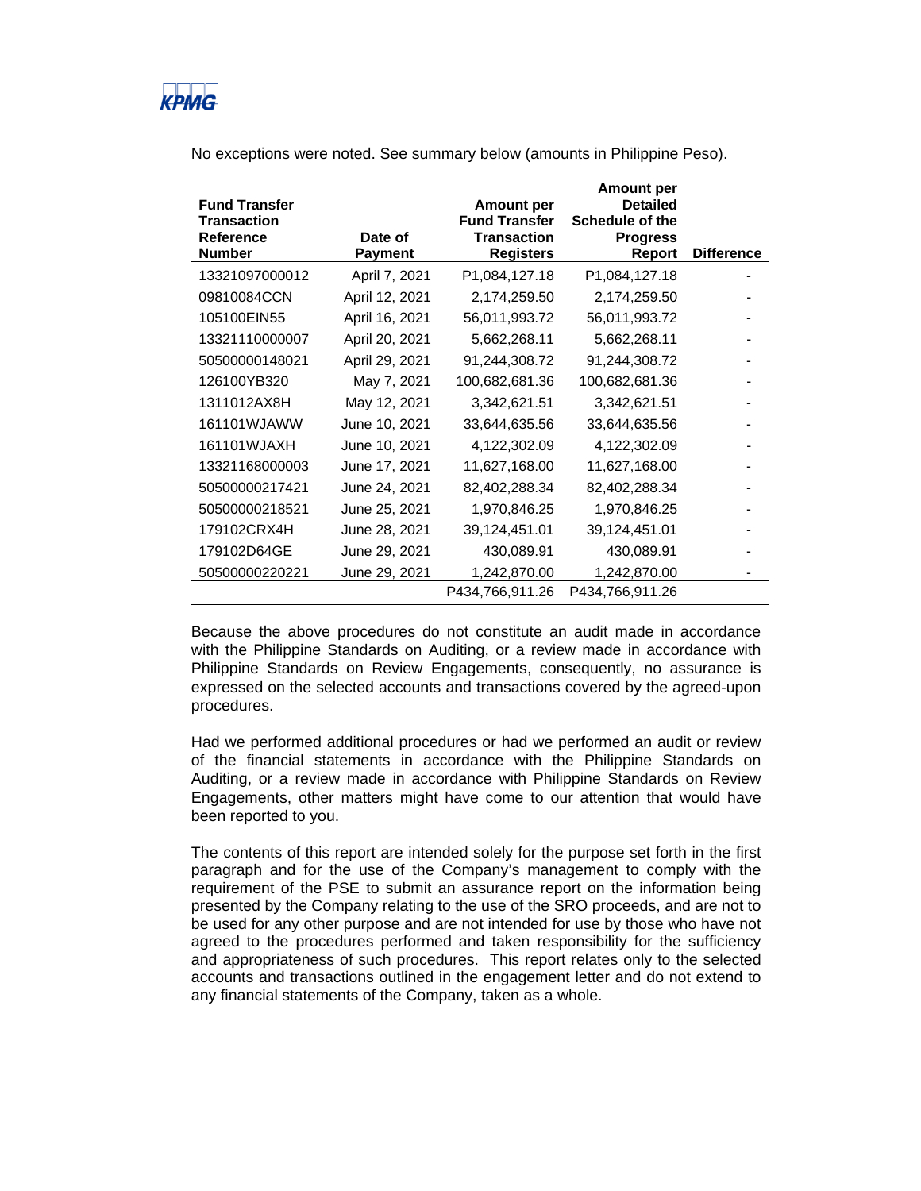No exceptions were noted. See summary below (amounts in Philippine Peso).

| Fund Transfer Transaction Reference Number | Date of Payment | Amount per Fund Transfer Transaction Registers | Amount per Detailed Schedule of the Progress Report | Difference |
|---|---|---|---|---|
| 13321097000012 | April 7, 2021 | P1,084,127.18 | P1,084,127.18 | - |
| 09810084CCN | April 12, 2021 | 2,174,259.50 | 2,174,259.50 | - |
| 105100EIN55 | April 16, 2021 | 56,011,993.72 | 56,011,993.72 | - |
| 13321110000007 | April 20, 2021 | 5,662,268.11 | 5,662,268.11 | - |
| 50500000148021 | April 29, 2021 | 91,244,308.72 | 91,244,308.72 | - |
| 126100YB320 | May 7, 2021 | 100,682,681.36 | 100,682,681.36 | - |
| 1311012AX8H | May 12, 2021 | 3,342,621.51 | 3,342,621.51 | - |
| 161101WJAWW | June 10, 2021 | 33,644,635.56 | 33,644,635.56 | - |
| 161101WJAXH | June 10, 2021 | 4,122,302.09 | 4,122,302.09 | - |
| 13321168000003 | June 17, 2021 | 11,627,168.00 | 11,627,168.00 | - |
| 50500000217421 | June 24, 2021 | 82,402,288.34 | 82,402,288.34 | - |
| 50500000218521 | June 25, 2021 | 1,970,846.25 | 1,970,846.25 | - |
| 179102CRX4H | June 28, 2021 | 39,124,451.01 | 39,124,451.01 | - |
| 179102D64GE | June 29, 2021 | 430,089.91 | 430,089.91 | - |
| 50500000220221 | June 29, 2021 | 1,242,870.00 | 1,242,870.00 | - |
| | | P434,766,911.26 | P434,766,911.26 | |

Because the above procedures do not constitute an audit made in accordance with the Philippine Standards on Auditing, or a review made in accordance with Philippine Standards on Review Engagements, consequently, no assurance is expressed on the selected accounts and transactions covered by the agreed-upon procedures.

Had we performed additional procedures or had we performed an audit or review of the financial statements in accordance with the Philippine Standards on Auditing, or a review made in accordance with Philippine Standards on Review Engagements, other matters might have come to our attention that would have been reported to you.

The contents of this report are intended solely for the purpose set forth in the first paragraph and for the use of the Company's management to comply with the requirement of the PSE to submit an assurance report on the information being presented by the Company relating to the use of the SRO proceeds, and are not to be used for any other purpose and are not intended for use by those who have not agreed to the procedures performed and taken responsibility for the sufficiency and appropriateness of such procedures. This report relates only to the selected accounts and transactions outlined in the engagement letter and do not extend to any financial statements of the Company, taken as a whole.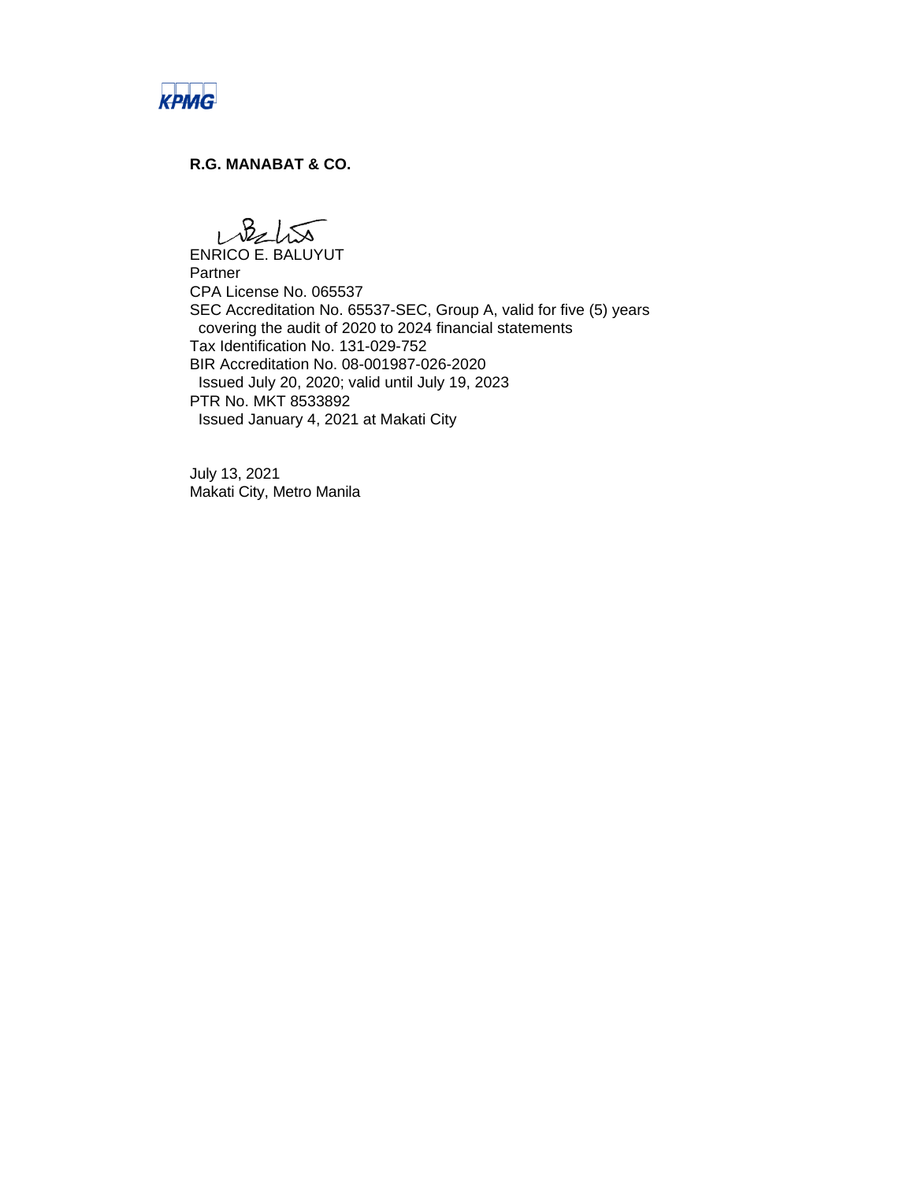**R.G. MANABAT & CO.**

ENRICO E. BALUYUT
Partner
CPA License No. 065537
SEC Accreditation No. 65537-SEC, Group A, valid for five (5) years
covering the audit of 2020 to 2024 financial statements
Tax Identification No. 131-029-752
BIR Accreditation No. 08-001987-026-2020
Issued July 20, 2020; valid until July 19, 2023
PTR No. MKT 8533892
Issued January 4, 2021 at Makati City

July 13, 2021
Makati City, Metro Manila